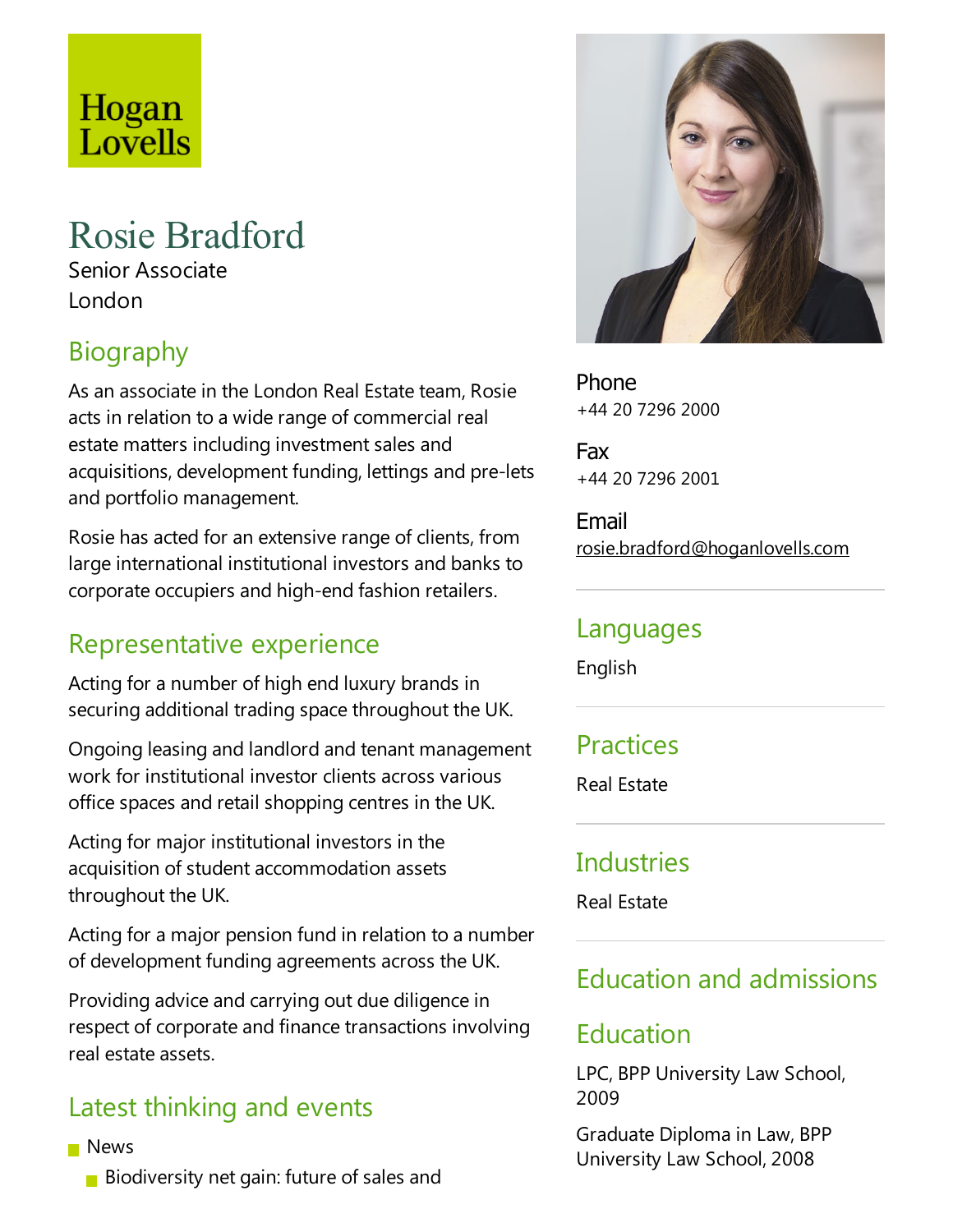Hogan Lovells

# Rosie Bradford

Senior Associate

London

## Biography

As an associate in the London Real Estate team, Rosie acts in relation to a wide range of commercial real estate matters including investment sales and acquisitions, development funding, lettings and pre-lets and portfolio management.

Rosie has acted for an extensive range of clients, from large international institutional investors and banks to corporate occupiers and high-end fashion retailers.

## Representative experience

Acting for a number of high end luxury brands in securing additional trading space throughout the UK.

Ongoing leasing and landlord and tenant management work for institutional investor clients across various office spaces and retail shopping centres in the UK.

Acting for major institutional investors in the acquisition of student accommodation assets throughout the UK.

Acting for a major pension fund in relation to a number of development funding agreements across the UK.

Providing advice and carrying out due diligence in respect of corporate and finance transactions involving real estate assets.

## Latest thinking and events

- News
  - Biodiversity net gain: future of sales and

Phone
+44 20 7296 2000

Fax
+44 20 7296 2001

Email
rosie.bradford@hoganlovells.com

## Languages

English

## Practices

Real Estate

## Industries

Real Estate

## Education and admissions

## Education

LPC, BPP University Law School, 2009

Graduate Diploma in Law, BPP University Law School, 2008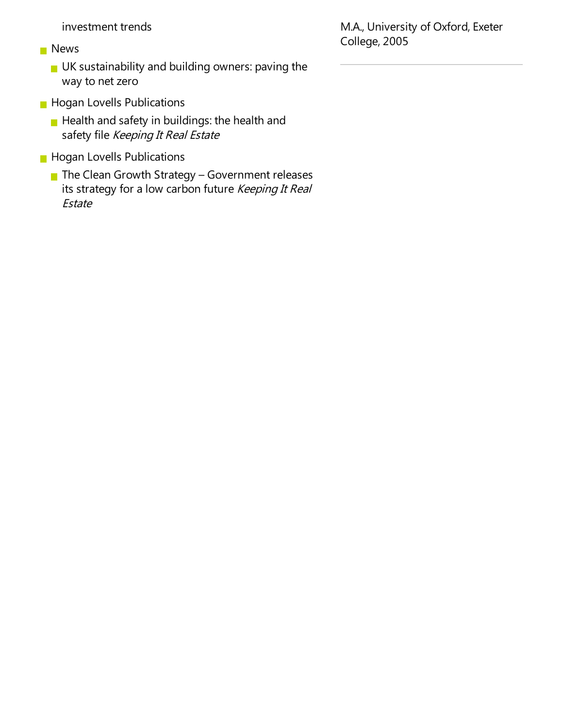investment trends

- News
  - UK sustainability and building owners: paving the way to net zero
- Hogan Lovells Publications
  - Health and safety in buildings: the health and safety file *Keeping It Real Estate*
- Hogan Lovells Publications
  - The Clean Growth Strategy – Government releases its strategy for a low carbon future *Keeping It Real Estate*

M.A., University of Oxford, Exeter College, 2005